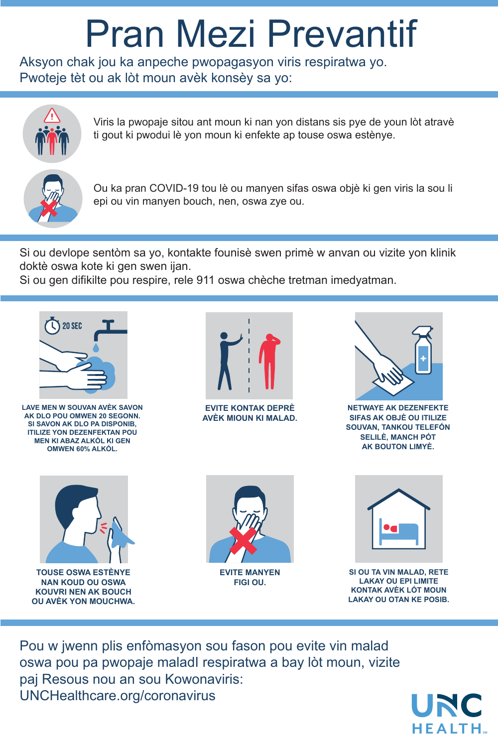# Pran Mezi Prevantif

Aksyon chak jou ka anpeche pwopagasyon viris respiratwa yo.
Pwoteje tèt ou ak lòt moun avèk konsèy sa yo:

Viris la pwopaje sitou ant moun ki nan yon distans sis pye de youn lòt atravè ti gout ki pwodui lè yon moun ki enfekte ap touse oswa estènye.

Ou ka pran COVID-19 tou lè ou manyen sifas oswa objè ki gen viris la sou li epi ou vin manyen bouch, nen, oswa zye ou.

Si ou devlope sentòm sa yo, kontakte founisè swen primè w anvan ou vizite yon klinik doktè oswa kote ki gen swen ijan.
Si ou gen difikilte pou respire, rele 911 oswa chèche tretman imedyatman.

20 SEC

**LAVE MEN W SOUVAN AVÈK SAVON AK DLO POU OMWEN 20 SEGONN. SI SAVON AK DLO PA DISPONIB, ITILIZE YON DEZENFEKTAN POU MEN KI ABAZ ALKÒL KI GEN OMWEN 60% ALKÒL.**

**EVITE KONTAK DEPRÈ AVÈK MIOUN KI MALAD.**

**NETWAYE AK DEZENFEKTE SIFAS AK OBJÈ OU ITILIZE SOUVAN, TANKOU TELEFÒN SELILÈ, MANCH PÒT AK BOUTON LIMYÈ.**

**TOUSE OSWA ESTÈNYE NAN KOUD OU OSWA KOUVRI NEN AK BOUCH OU AVÈK YON MOUCHWA.**

**EVITE MANYEN FIGI OU.**

**SI OU TA VIN MALAD, RETE LAKAY OU EPI LIMITE KONTAK AVÈK LÒT MOUN LAKAY OU OTAN KE POSIB.**

Pou w jwenn plis enfòmasyon sou fason pou evite vin malad oswa pou pa pwopaje maladI respiratwa a bay lòt moun, vizite paj Resous nou an sou Kowonaviris:
UNCHealthcare.org/coronavirus

UNC HEALTH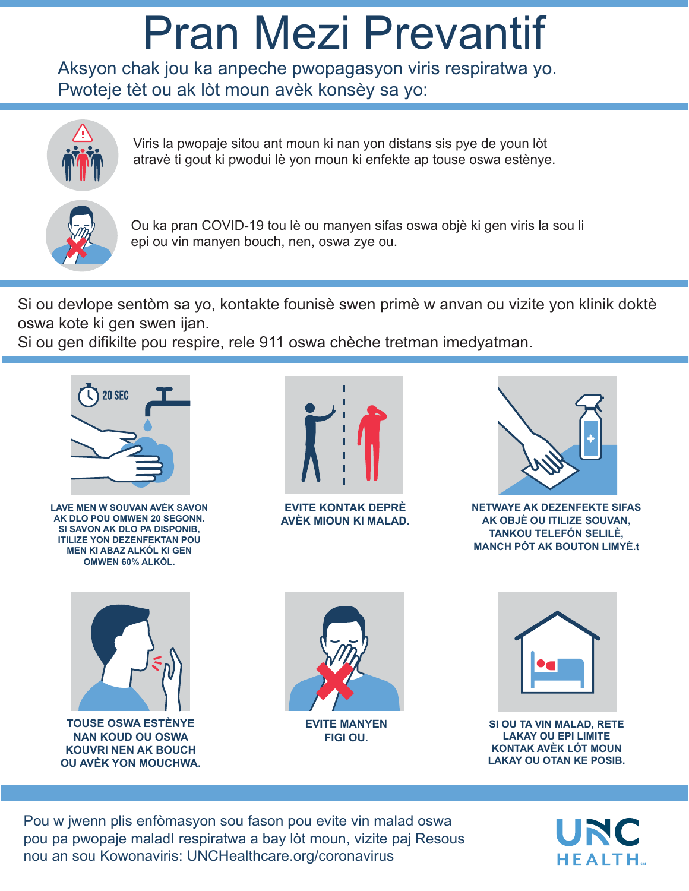# Pran Mezi Prevantif

Aksyon chak jou ka anpeche pwopagasyon viris respiratwa yo.
Pwoteje tèt ou ak lòt moun avèk konsèy sa yo:

Viris la pwopaje sitou ant moun ki nan yon distans sis pye de youn lòt atravè ti gout ki pwodui lè yon moun ki enfekte ap touse oswa estènye.

Ou ka pran COVID-19 tou lè ou manyen sifas oswa objè ki gen viris la sou li epi ou vin manyen bouch, nen, oswa zye ou.

Si ou devlope sentòm sa yo, kontakte founisè swen primè w anvan ou vizite yon klinik doktè oswa kote ki gen swen ijan.
Si ou gen difikilte pou respire, rele 911 oswa chèche tretman imedyatman.

20 SEC

**LAVE MEN W SOUVAN AVÈK SAVON AK DLO POU OMWEN 20 SEGONN. SI SAVON AK DLO PA DISPONIB, ITILIZE YON DEZENFEKTAN POU MEN KI ABAZ ALKÒL KI GEN OMWEN 60% ALKÒL.**

**EVITE KONTAK DEPRÈ AVÈK MIOUN KI MALAD.**

**NETWAYE AK DEZENFEKTE SIFAS AK OBJÈ OU ITILIZE SOUVAN, TANKOU TELEFÒN SELILÈ, MANCH PÒT AK BOUTON LIMYÈ.t**

**TOUSE OSWA ESTÈNYE NAN KOUD OU OSWA KOUVRI NEN AK BOUCH OU AVÈK YON MOUCHWA.**

**EVITE MANYEN FIGI OU.**

**SI OU TA VIN MALAD, RETE LAKAY OU EPI LIMITE KONTAK AVÈK LÒT MOUN LAKAY OU OTAN KE POSIB.**

Pou w jwenn plis enfòmasyon sou fason pou evite vin malad oswa pou pa pwopaje maladI respiratwa a bay lòt moun, vizite paj Resous nou an sou Kowonaviris: UNCHealthcare.org/coronavirus

UNC HEALTH